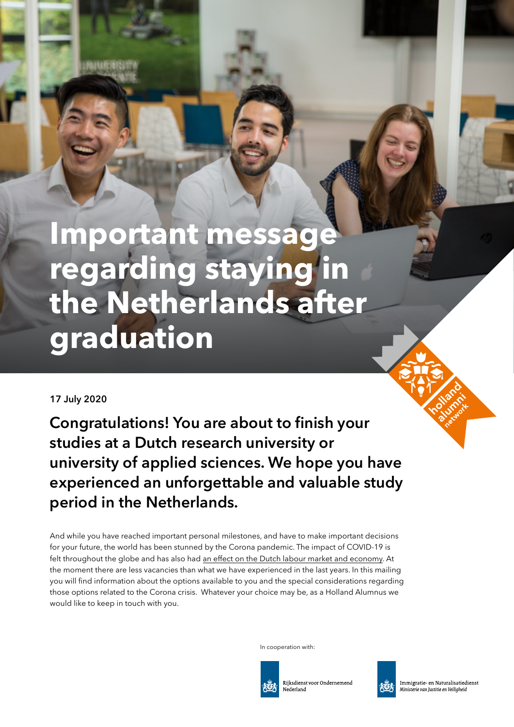# Important message regarding staying in the Netherlands after graduation

**17 July 2020**

## Congratulations! You are about to finish your studies at a Dutch research university or university of applied sciences. We hope you have experienced an unforgettable and valuable study period in the Netherlands.

And while you have reached important personal milestones, and have to make important decisions for your future, the world has been stunned by the Corona pandemic. The impact of COVID-19 is felt throughout the globe and has also had an effect on the Dutch labour market and economy. At the moment there are less vacancies than what we have experienced in the last years. In this mailing you will find information about the options available to you and the special considerations regarding those options related to the Corona crisis. Whatever your choice may be, as a Holland Alumnus we would like to keep in touch with you.

In cooperation with:

Rijksdienst voor Ondernemend Nederland

Immigratie- en Naturalisatiedienst
*Ministerie van Justitie en Veiligheid*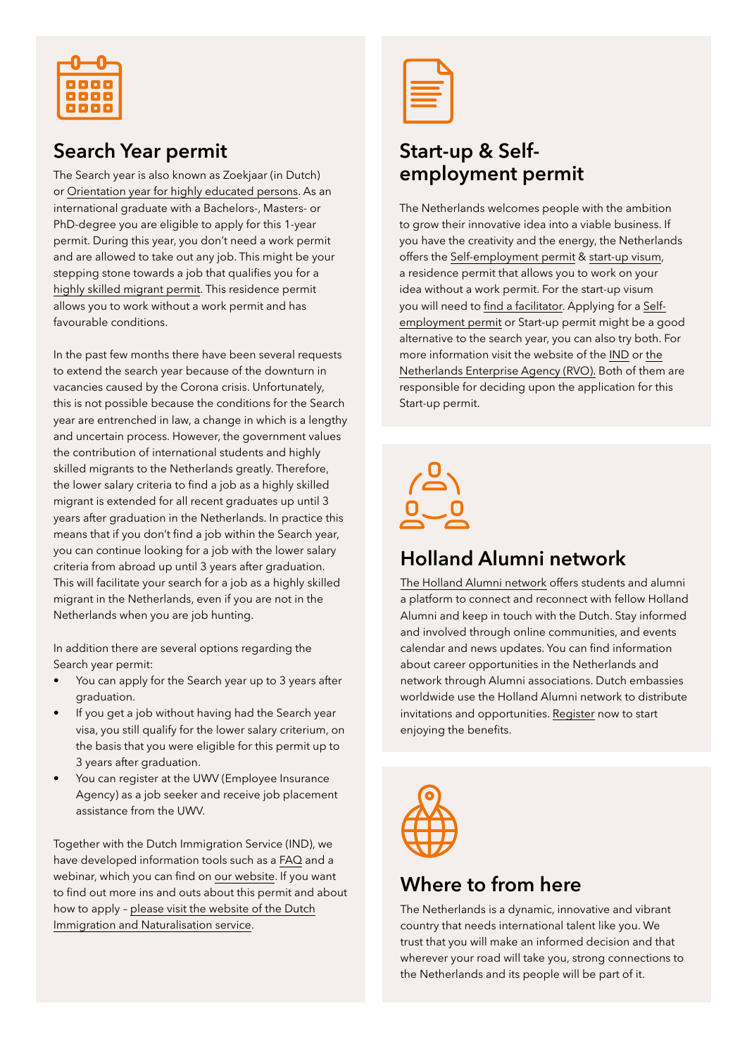## Search Year permit

The Search year is also known as Zoekjaar (in Dutch) or Orientation year for highly educated persons. As an international graduate with a Bachelors-, Masters- or PhD-degree you are eligible to apply for this 1-year permit. During this year, you don't need a work permit and are allowed to take out any job. This might be your stepping stone towards a job that qualifies you for a highly skilled migrant permit. This residence permit allows you to work without a work permit and has favourable conditions.

In the past few months there have been several requests to extend the search year because of the downturn in vacancies caused by the Corona crisis. Unfortunately, this is not possible because the conditions for the Search year are entrenched in law, a change in which is a lengthy and uncertain process. However, the government values the contribution of international students and highly skilled migrants to the Netherlands greatly. Therefore, the lower salary criteria to find a job as a highly skilled migrant is extended for all recent graduates up until 3 years after graduation in the Netherlands. In practice this means that if you don't find a job within the Search year, you can continue looking for a job with the lower salary criteria from abroad up until 3 years after graduation. This will facilitate your search for a job as a highly skilled migrant in the Netherlands, even if you are not in the Netherlands when you are job hunting.

In addition there are several options regarding the Search year permit:

- You can apply for the Search year up to 3 years after graduation.
- If you get a job without having had the Search year visa, you still qualify for the lower salary criterium, on the basis that you were eligible for this permit up to 3 years after graduation.
- You can register at the UWV (Employee Insurance Agency) as a job seeker and receive job placement assistance from the UWV.

Together with the Dutch Immigration Service (IND), we have developed information tools such as a FAQ and a webinar, which you can find on our website. If you want to find out more ins and outs about this permit and about how to apply – please visit the website of the Dutch Immigration and Naturalisation service.

## Start-up & Self-employment permit

The Netherlands welcomes people with the ambition to grow their innovative idea into a viable business. If you have the creativity and the energy, the Netherlands offers the Self-employment permit & start-up visum, a residence permit that allows you to work on your idea without a work permit. For the start-up visum you will need to find a facilitator. Applying for a Self-employment permit or Start-up permit might be a good alternative to the search year, you can also try both. For more information visit the website of the IND or the Netherlands Enterprise Agency (RVO). Both of them are responsible for deciding upon the application for this Start-up permit.

## Holland Alumni network

The Holland Alumni network offers students and alumni a platform to connect and reconnect with fellow Holland Alumni and keep in touch with the Dutch. Stay informed and involved through online communities, and events calendar and news updates. You can find information about career opportunities in the Netherlands and network through Alumni associations. Dutch embassies worldwide use the Holland Alumni network to distribute invitations and opportunities. Register now to start enjoying the benefits.

## Where to from here

The Netherlands is a dynamic, innovative and vibrant country that needs international talent like you. We trust that you will make an informed decision and that wherever your road will take you, strong connections to the Netherlands and its people will be part of it.